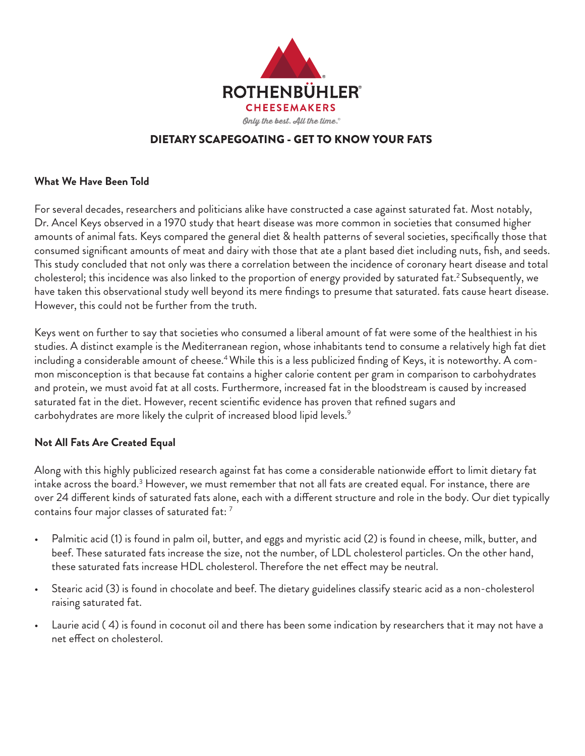ROTHENBÜHLER®

CHEESEMAKERS

*Only the best. All the time.®*

# DIETARY SCAPEGOATING - GET TO KNOW YOUR FATS

**What We Have Been Told**

For several decades, researchers and politicians alike have constructed a case against saturated fat. Most notably, Dr. Ancel Keys observed in a 1970 study that heart disease was more common in societies that consumed higher amounts of animal fats. Keys compared the general diet & health patterns of several societies, specifically those that consumed significant amounts of meat and dairy with those that ate a plant based diet including nuts, fish, and seeds. This study concluded that not only was there a correlation between the incidence of coronary heart disease and total cholesterol; this incidence was also linked to the proportion of energy provided by saturated fat.[2] Subsequently, we have taken this observational study well beyond its mere findings to presume that saturated. fats cause heart disease. However, this could not be further from the truth.

Keys went on further to say that societies who consumed a liberal amount of fat were some of the healthiest in his studies. A distinct example is the Mediterranean region, whose inhabitants tend to consume a relatively high fat diet including a considerable amount of cheese.[4] While this is a less publicized finding of Keys, it is noteworthy. A common misconception is that because fat contains a higher calorie content per gram in comparison to carbohydrates and protein, we must avoid fat at all costs. Furthermore, increased fat in the bloodstream is caused by increased saturated fat in the diet. However, recent scientific evidence has proven that refined sugars and carbohydrates are more likely the culprit of increased blood lipid levels.[9]

**Not All Fats Are Created Equal**

Along with this highly publicized research against fat has come a considerable nationwide effort to limit dietary fat intake across the board.[3] However, we must remember that not all fats are created equal. For instance, there are over 24 different kinds of saturated fats alone, each with a different structure and role in the body. Our diet typically contains four major classes of saturated fat: [7]

- Palmitic acid (1) is found in palm oil, butter, and eggs and myristic acid (2) is found in cheese, milk, butter, and beef. These saturated fats increase the size, not the number, of LDL cholesterol particles. On the other hand, these saturated fats increase HDL cholesterol. Therefore the net effect may be neutral.
- Stearic acid (3) is found in chocolate and beef. The dietary guidelines classify stearic acid as a non-cholesterol raising saturated fat.
- Laurie acid ( 4) is found in coconut oil and there has been some indication by researchers that it may not have a net effect on cholesterol.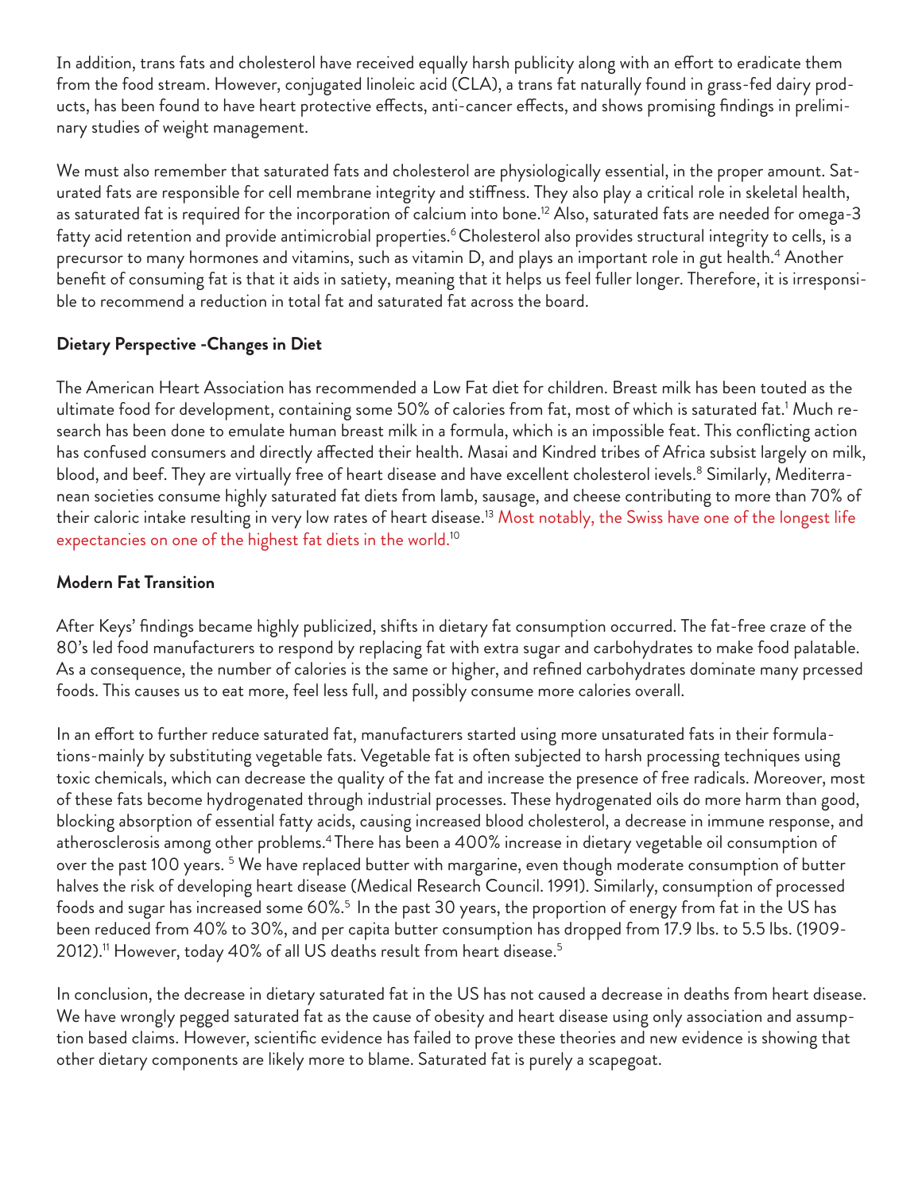In addition, trans fats and cholesterol have received equally harsh publicity along with an effort to eradicate them from the food stream. However, conjugated linoleic acid (CLA), a trans fat naturally found in grass-fed dairy products, has been found to have heart protective effects, anti-cancer effects, and shows promising findings in preliminary studies of weight management.

We must also remember that saturated fats and cholesterol are physiologically essential, in the proper amount. Saturated fats are responsible for cell membrane integrity and stiffness. They also play a critical role in skeletal health, as saturated fat is required for the incorporation of calcium into bone.[12] Also, saturated fats are needed for omega-3 fatty acid retention and provide antimicrobial properties.[6] Cholesterol also provides structural integrity to cells, is a precursor to many hormones and vitamins, such as vitamin D, and plays an important role in gut health.[4] Another benefit of consuming fat is that it aids in satiety, meaning that it helps us feel fuller longer. Therefore, it is irresponsible to recommend a reduction in total fat and saturated fat across the board.

**Dietary Perspective -Changes in Diet**

The American Heart Association has recommended a Low Fat diet for children. Breast milk has been touted as the ultimate food for development, containing some 50% of calories from fat, most of which is saturated fat.[1] Much research has been done to emulate human breast milk in a formula, which is an impossible feat. This conflicting action has confused consumers and directly affected their health. Masai and Kindred tribes of Africa subsist largely on milk, blood, and beef. They are virtually free of heart disease and have excellent cholesterol ievels.[8] Similarly, Mediterranean societies consume highly saturated fat diets from lamb, sausage, and cheese contributing to more than 70% of their caloric intake resulting in very low rates of heart disease.[13] Most notably, the Swiss have one of the longest life expectancies on one of the highest fat diets in the world.[10]

**Modern Fat Transition**

After Keys' findings became highly publicized, shifts in dietary fat consumption occurred. The fat-free craze of the 80's led food manufacturers to respond by replacing fat with extra sugar and carbohydrates to make food palatable. As a consequence, the number of calories is the same or higher, and refined carbohydrates dominate many prcessed foods. This causes us to eat more, feel less full, and possibly consume more calories overall.

In an effort to further reduce saturated fat, manufacturers started using more unsaturated fats in their formulations-mainly by substituting vegetable fats. Vegetable fat is often subjected to harsh processing techniques using toxic chemicals, which can decrease the quality of the fat and increase the presence of free radicals. Moreover, most of these fats become hydrogenated through industrial processes. These hydrogenated oils do more harm than good, blocking absorption of essential fatty acids, causing increased blood cholesterol, a decrease in immune response, and atherosclerosis among other problems.[4] There has been a 400% increase in dietary vegetable oil consumption of over the past 100 years. [5] We have replaced butter with margarine, even though moderate consumption of butter halves the risk of developing heart disease (Medical Research Council. 1991). Similarly, consumption of processed foods and sugar has increased some 60%.[5] In the past 30 years, the proportion of energy from fat in the US has been reduced from 40% to 30%, and per capita butter consumption has dropped from 17.9 lbs. to 5.5 lbs. (1909-2012).[11] However, today 40% of all US deaths result from heart disease.[5]

In conclusion, the decrease in dietary saturated fat in the US has not caused a decrease in deaths from heart disease. We have wrongly pegged saturated fat as the cause of obesity and heart disease using only association and assumption based claims. However, scientific evidence has failed to prove these theories and new evidence is showing that other dietary components are likely more to blame. Saturated fat is purely a scapegoat.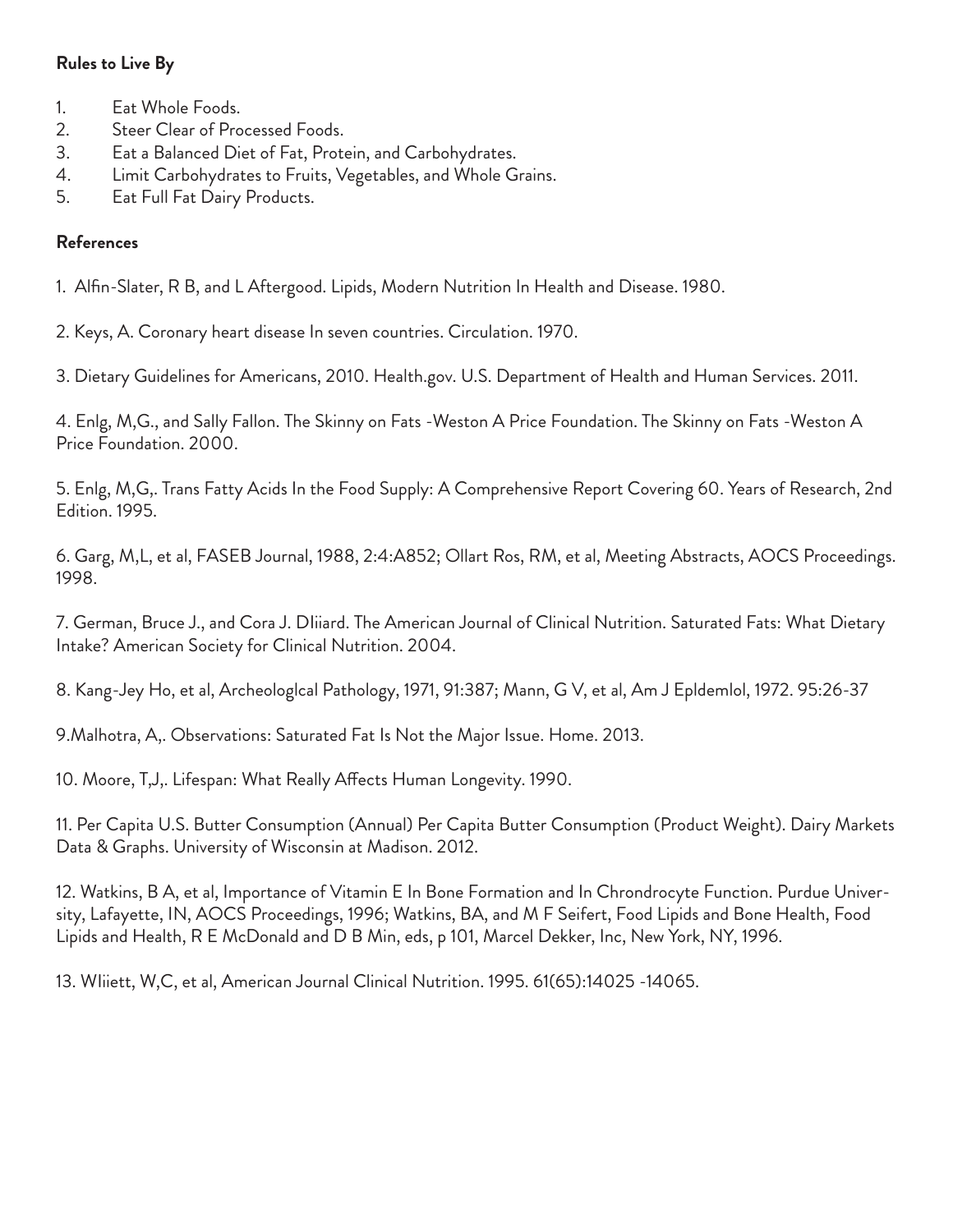**Rules to Live By**

1. Eat Whole Foods.
2. Steer Clear of Processed Foods.
3. Eat a Balanced Diet of Fat, Protein, and Carbohydrates.
4. Limit Carbohydrates to Fruits, Vegetables, and Whole Grains.
5. Eat Full Fat Dairy Products.

**References**

1. Alfin-Slater, R B, and L Aftergood. Lipids, Modern Nutrition In Health and Disease. 1980.

2. Keys, A. Coronary heart disease In seven countries. Circulation. 1970.

3. Dietary Guidelines for Americans, 2010. Health.gov. U.S. Department of Health and Human Services. 2011.

4. Enlg, M,G., and Sally Fallon. The Skinny on Fats -Weston A Price Foundation. The Skinny on Fats -Weston A Price Foundation. 2000.

5. Enlg, M,G,. Trans Fatty Acids In the Food Supply: A Comprehensive Report Covering 60. Years of Research, 2nd Edition. 1995.

6. Garg, M,L, et al, FASEB Journal, 1988, 2:4:A852; Ollart Ros, RM, et al, Meeting Abstracts, AOCS Proceedings. 1998.

7. German, Bruce J., and Cora J. DIiiard. The American Journal of Clinical Nutrition. Saturated Fats: What Dietary Intake? American Society for Clinical Nutrition. 2004.

8. Kang-Jey Ho, et al, Archeologlcal Pathology, 1971, 91:387; Mann, G V, et al, Am J Epldemlol, 1972. 95:26-37

9.Malhotra, A,. Observations: Saturated Fat Is Not the Major Issue. Home. 2013.

10. Moore, T,J,. Lifespan: What Really Affects Human Longevity. 1990.

11. Per Capita U.S. Butter Consumption (Annual) Per Capita Butter Consumption (Product Weight). Dairy Markets Data & Graphs. University of Wisconsin at Madison. 2012.

12. Watkins, B A, et al, Importance of Vitamin E In Bone Formation and In Chrondrocyte Function. Purdue University, Lafayette, IN, AOCS Proceedings, 1996; Watkins, BA, and M F Seifert, Food Lipids and Bone Health, Food Lipids and Health, R E McDonald and D B Min, eds, p 101, Marcel Dekker, Inc, New York, NY, 1996.

13. Wliiett, W,C, et al, American Journal Clinical Nutrition. 1995. 61(65):14025 -14065.